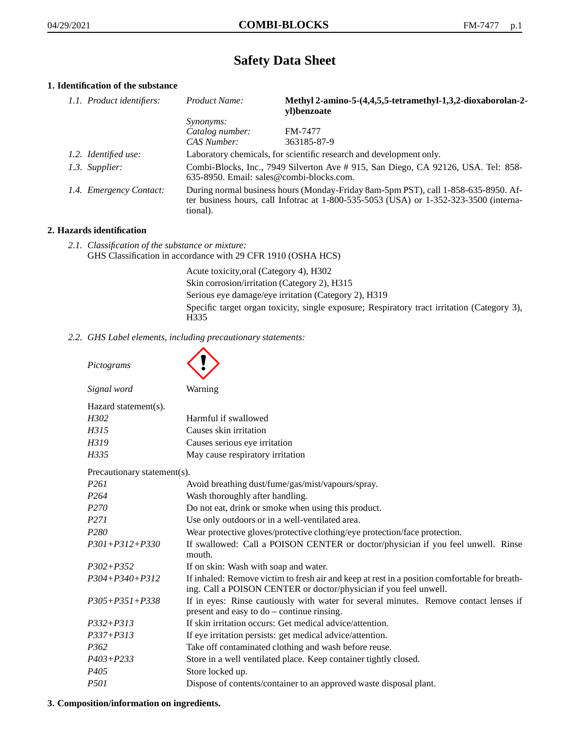# Safety Data Sheet

## 1. Identification of the substance

| | | |
|---|---|---|
| *1.1. Product identifiers:* | *Product Name:* | **Methyl 2-amino-5-(4,4,5,5-tetramethyl-1,3,2-dioxaborolan-2-yl)benzoate** |
| | *Synonyms:* | |
| | *Catalog number:* | FM-7477 |
| | *CAS Number:* | 363185-87-9 |
| *1.2. Identified use:* | Laboratory chemicals, for scientific research and development only. | |
| *1.3. Supplier:* | Combi-Blocks, Inc., 7949 Silverton Ave # 915, San Diego, CA 92126, USA. Tel: 858-635-8950. Email: sales@combi-blocks.com. | |
| *1.4. Emergency Contact:* | During normal business hours (Monday-Friday 8am-5pm PST), call 1-858-635-8950. After business hours, call Infotrac at 1-800-535-5053 (USA) or 1-352-323-3500 (international). | |

## 2. Hazards identification

*2.1. Classification of the substance or mixture:*
GHS Classification in accordance with 29 CFR 1910 (OSHA HCS)

Acute toxicity,oral (Category 4), H302
Skin corrosion/irritation (Category 2), H315
Serious eye damage/eye irritation (Category 2), H319
Specific target organ toxicity, single exposure; Respiratory tract irritation (Category 3), H335

*2.2. GHS Label elements, including precautionary statements:*

*Pictograms*

*Signal word* Warning

Hazard statement(s).

| | |
|---|---|
| *H302* | Harmful if swallowed |
| *H315* | Causes skin irritation |
| *H319* | Causes serious eye irritation |
| *H335* | May cause respiratory irritation |

Precautionary statement(s).

| | |
|---|---|
| *P261* | Avoid breathing dust/fume/gas/mist/vapours/spray. |
| *P264* | Wash thoroughly after handling. |
| *P270* | Do not eat, drink or smoke when using this product. |
| *P271* | Use only outdoors or in a well-ventilated area. |
| *P280* | Wear protective gloves/protective clothing/eye protection/face protection. |
| *P301+P312+P330* | If swallowed: Call a POISON CENTER or doctor/physician if you feel unwell. Rinse mouth. |
| *P302+P352* | If on skin: Wash with soap and water. |
| *P304+P340+P312* | If inhaled: Remove victim to fresh air and keep at rest in a position comfortable for breathing. Call a POISON CENTER or doctor/physician if you feel unwell. |
| *P305+P351+P338* | If in eyes: Rinse cautiously with water for several minutes. Remove contact lenses if present and easy to do – continue rinsing. |
| *P332+P313* | If skin irritation occurs: Get medical advice/attention. |
| *P337+P313* | If eye irritation persists: get medical advice/attention. |
| *P362* | Take off contaminated clothing and wash before reuse. |
| *P403+P233* | Store in a well ventilated place. Keep container tightly closed. |
| *P405* | Store locked up. |
| *P501* | Dispose of contents/container to an approved waste disposal plant. |

## 3. Composition/information on ingredients.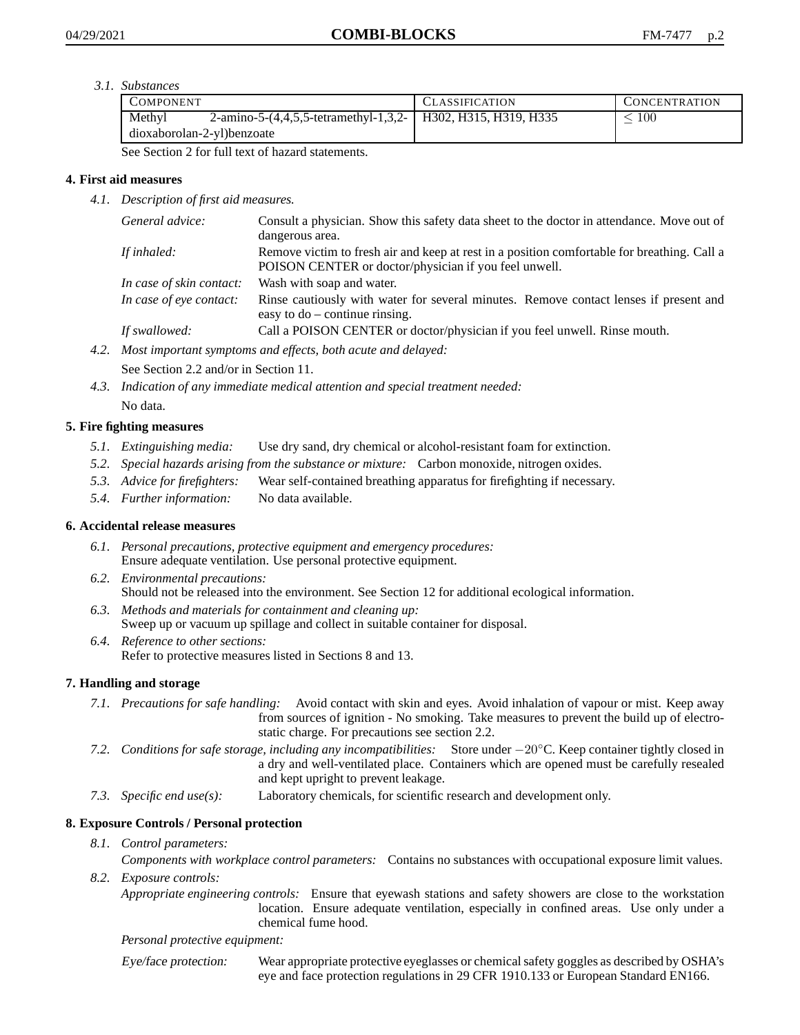*3.1. Substances*

| Component | Classification | Concentration |
|---|---|---|
| Methyl 2-amino-5-(4,4,5,5-tetramethyl-1,3,2-dioxaborolan-2-yl)benzoate | H302, H315, H319, H335 | $\leq 100$ |

See Section 2 for full text of hazard statements.

## 4. First aid measures

*4.1. Description of first aid measures.*

*General advice:* Consult a physician. Show this safety data sheet to the doctor in attendance. Move out of dangerous area.

*If inhaled:* Remove victim to fresh air and keep at rest in a position comfortable for breathing. Call a POISON CENTER or doctor/physician if you feel unwell.

*In case of skin contact:* Wash with soap and water.

*In case of eye contact:* Rinse cautiously with water for several minutes. Remove contact lenses if present and easy to do – continue rinsing.

*If swallowed:* Call a POISON CENTER or doctor/physician if you feel unwell. Rinse mouth.

*4.2. Most important symptoms and effects, both acute and delayed:*

See Section 2.2 and/or in Section 11.

*4.3. Indication of any immediate medical attention and special treatment needed:*

No data.

## 5. Fire fighting measures

*5.1. Extinguishing media:* Use dry sand, dry chemical or alcohol-resistant foam for extinction.

*5.2. Special hazards arising from the substance or mixture:* Carbon monoxide, nitrogen oxides.

*5.3. Advice for firefighters:* Wear self-contained breathing apparatus for firefighting if necessary.

*5.4. Further information:* No data available.

## 6. Accidental release measures

*6.1. Personal precautions, protective equipment and emergency procedures:*
Ensure adequate ventilation. Use personal protective equipment.

*6.2. Environmental precautions:*
Should not be released into the environment. See Section 12 for additional ecological information.

*6.3. Methods and materials for containment and cleaning up:*
Sweep up or vacuum up spillage and collect in suitable container for disposal.

*6.4. Reference to other sections:*
Refer to protective measures listed in Sections 8 and 13.

## 7. Handling and storage

*7.1. Precautions for safe handling:* Avoid contact with skin and eyes. Avoid inhalation of vapour or mist. Keep away from sources of ignition - No smoking. Take measures to prevent the build up of electrostatic charge. For precautions see section 2.2.

*7.2. Conditions for safe storage, including any incompatibilities:* Store under $-20^{\circ}$C. Keep container tightly closed in a dry and well-ventilated place. Containers which are opened must be carefully resealed and kept upright to prevent leakage.

*7.3. Specific end use(s):* Laboratory chemicals, for scientific research and development only.

## 8. Exposure Controls / Personal protection

*8.1. Control parameters:*

*Components with workplace control parameters:* Contains no substances with occupational exposure limit values.

*8.2. Exposure controls:*

*Appropriate engineering controls:* Ensure that eyewash stations and safety showers are close to the workstation location. Ensure adequate ventilation, especially in confined areas. Use only under a chemical fume hood.

*Personal protective equipment:*

*Eye/face protection:* Wear appropriate protective eyeglasses or chemical safety goggles as described by OSHA's eye and face protection regulations in 29 CFR 1910.133 or European Standard EN166.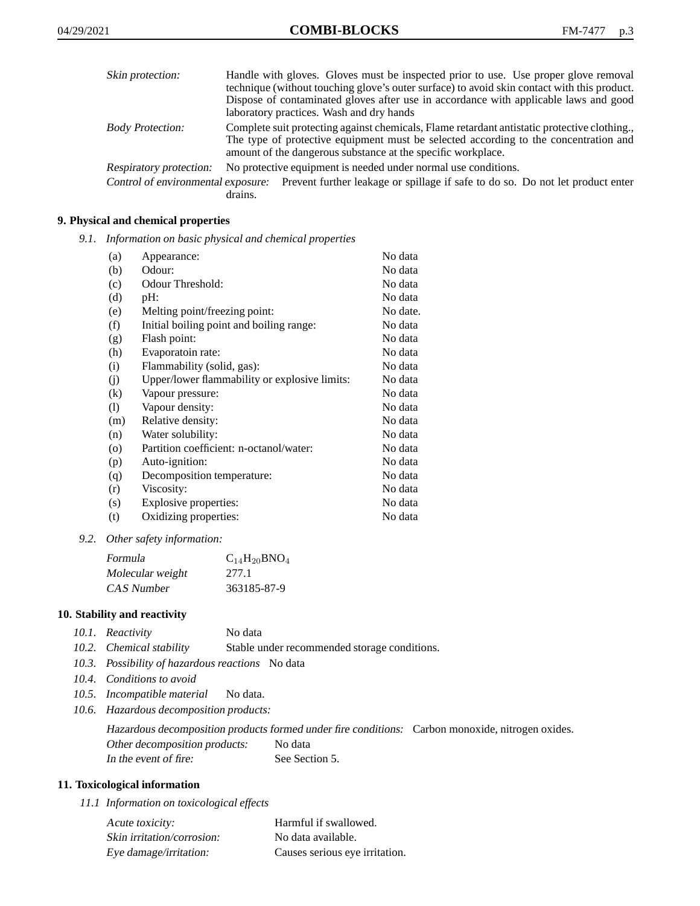| | |
|---|---|
| *Skin protection:* | Handle with gloves. Gloves must be inspected prior to use. Use proper glove removal technique (without touching glove's outer surface) to avoid skin contact with this product. Dispose of contaminated gloves after use in accordance with applicable laws and good laboratory practices. Wash and dry hands |
| *Body Protection:* | Complete suit protecting against chemicals, Flame retardant antistatic protective clothing., The type of protective equipment must be selected according to the concentration and amount of the dangerous substance at the specific workplace. |
| *Respiratory protection:* | No protective equipment is needed under normal use conditions. |
| *Control of environmental exposure:* | Prevent further leakage or spillage if safe to do so. Do not let product enter drains. |

## 9. Physical and chemical properties

*9.1. Information on basic physical and chemical properties*

| | | |
|---|---|---|
| (a) | Appearance: | No data |
| (b) | Odour: | No data |
| (c) | Odour Threshold: | No data |
| (d) | pH: | No data |
| (e) | Melting point/freezing point: | No date. |
| (f) | Initial boiling point and boiling range: | No data |
| (g) | Flash point: | No data |
| (h) | Evaporatoin rate: | No data |
| (i) | Flammability (solid, gas): | No data |
| (j) | Upper/lower flammability or explosive limits: | No data |
| (k) | Vapour pressure: | No data |
| (l) | Vapour density: | No data |
| (m) | Relative density: | No data |
| (n) | Water solubility: | No data |
| (o) | Partition coefficient: n-octanol/water: | No data |
| (p) | Auto-ignition: | No data |
| (q) | Decomposition temperature: | No data |
| (r) | Viscosity: | No data |
| (s) | Explosive properties: | No data |
| (t) | Oxidizing properties: | No data |

*9.2. Other safety information:*

| | |
|---|---|
| *Formula* | $C_{14}H_{20}BNO_4$ |
| *Molecular weight* | 277.1 |
| *CAS Number* | 363185-87-9 |

## 10. Stability and reactivity

*10.1. Reactivity* No data

*10.2. Chemical stability* Stable under recommended storage conditions.

*10.3. Possibility of hazardous reactions* No data

*10.4. Conditions to avoid*

*10.5. Incompatible material* No data.

*10.6. Hazardous decomposition products:*

*Hazardous decomposition products formed under fire conditions:* Carbon monoxide, nitrogen oxides.

*Other decomposition products:* No data

*In the event of fire:* See Section 5.

## 11. Toxicological information

*11.1 Information on toxicological effects*

| | |
|---|---|
| *Acute toxicity:* | Harmful if swallowed. |
| *Skin irritation/corrosion:* | No data available. |
| *Eye damage/irritation:* | Causes serious eye irritation. |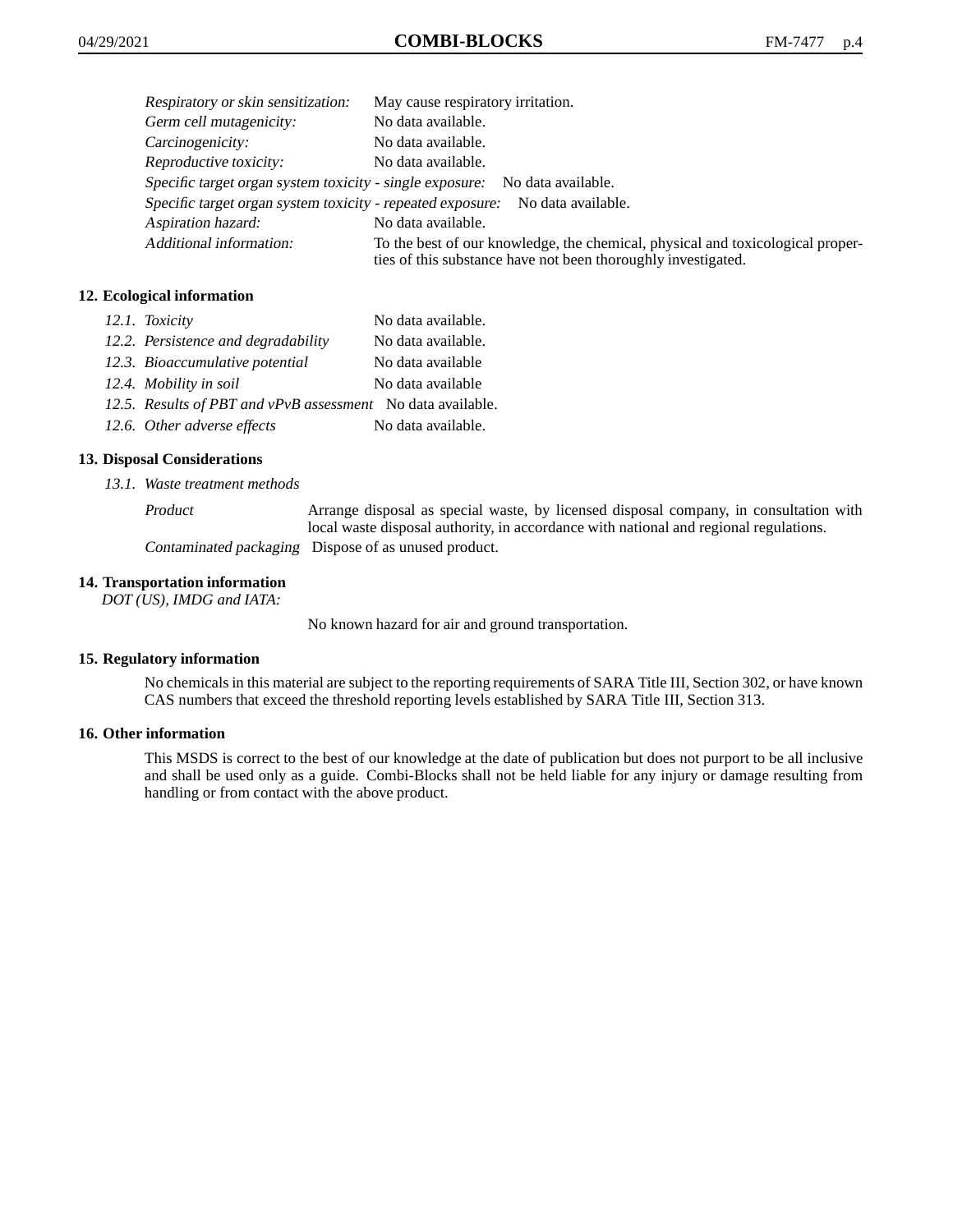| | |
|---|---|
| *Respiratory or skin sensitization:* | May cause respiratory irritation. |
| *Germ cell mutagenicity:* | No data available. |
| *Carcinogenicity:* | No data available. |
| *Reproductive toxicity:* | No data available. |
| *Specific target organ system toxicity - single exposure:* | No data available. |
| *Specific target organ system toxicity - repeated exposure:* | No data available. |
| *Aspiration hazard:* | No data available. |
| *Additional information:* | To the best of our knowledge, the chemical, physical and toxicological properties of this substance have not been thoroughly investigated. |

### 12. Ecological information

| | |
|---|---|
| *12.1. Toxicity* | No data available. |
| *12.2. Persistence and degradability* | No data available. |
| *12.3. Bioaccumulative potential* | No data available |
| *12.4. Mobility in soil* | No data available |
| *12.5. Results of PBT and vPvB assessment* | No data available. |
| *12.6. Other adverse effects* | No data available. |

### 13. Disposal Considerations

*13.1. Waste treatment methods*

| | |
|---|---|
| *Product* | Arrange disposal as special waste, by licensed disposal company, in consultation with local waste disposal authority, in accordance with national and regional regulations. |
| *Contaminated packaging* | Dispose of as unused product. |

### 14. Transportation information

*DOT (US), IMDG and IATA:*

No known hazard for air and ground transportation.

### 15. Regulatory information

No chemicals in this material are subject to the reporting requirements of SARA Title III, Section 302, or have known CAS numbers that exceed the threshold reporting levels established by SARA Title III, Section 313.

### 16. Other information

This MSDS is correct to the best of our knowledge at the date of publication but does not purport to be all inclusive and shall be used only as a guide. Combi-Blocks shall not be held liable for any injury or damage resulting from handling or from contact with the above product.